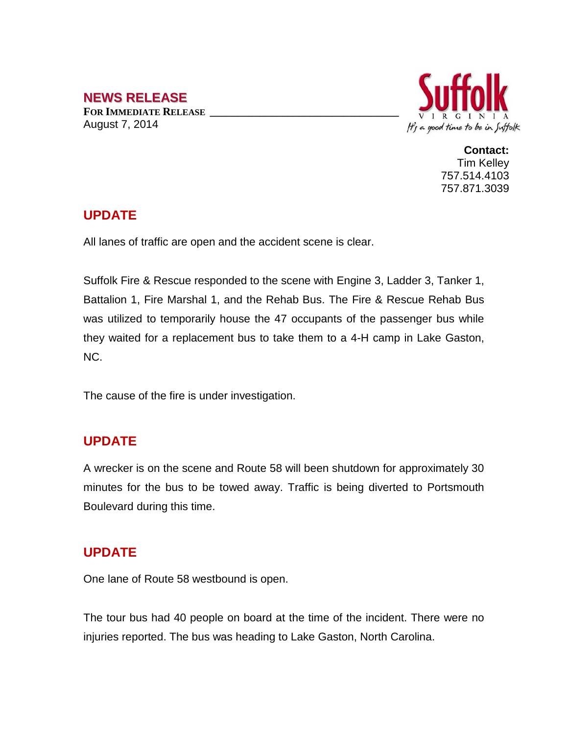## NEWS RELEASE

**FOR IMMEDIATE RELEASE**

August 7, 2014

Suffolk VIRGINIA *It's a good time to be in Suffolk*

**Contact:**
Tim Kelley
757.514.4103
757.871.3039

## UPDATE

All lanes of traffic are open and the accident scene is clear.

Suffolk Fire & Rescue responded to the scene with Engine 3, Ladder 3, Tanker 1, Battalion 1, Fire Marshal 1, and the Rehab Bus. The Fire & Rescue Rehab Bus was utilized to temporarily house the 47 occupants of the passenger bus while they waited for a replacement bus to take them to a 4-H camp in Lake Gaston, NC.

The cause of the fire is under investigation.

## UPDATE

A wrecker is on the scene and Route 58 will been shutdown for approximately 30 minutes for the bus to be towed away. Traffic is being diverted to Portsmouth Boulevard during this time.

## UPDATE

One lane of Route 58 westbound is open.

The tour bus had 40 people on board at the time of the incident. There were no injuries reported. The bus was heading to Lake Gaston, North Carolina.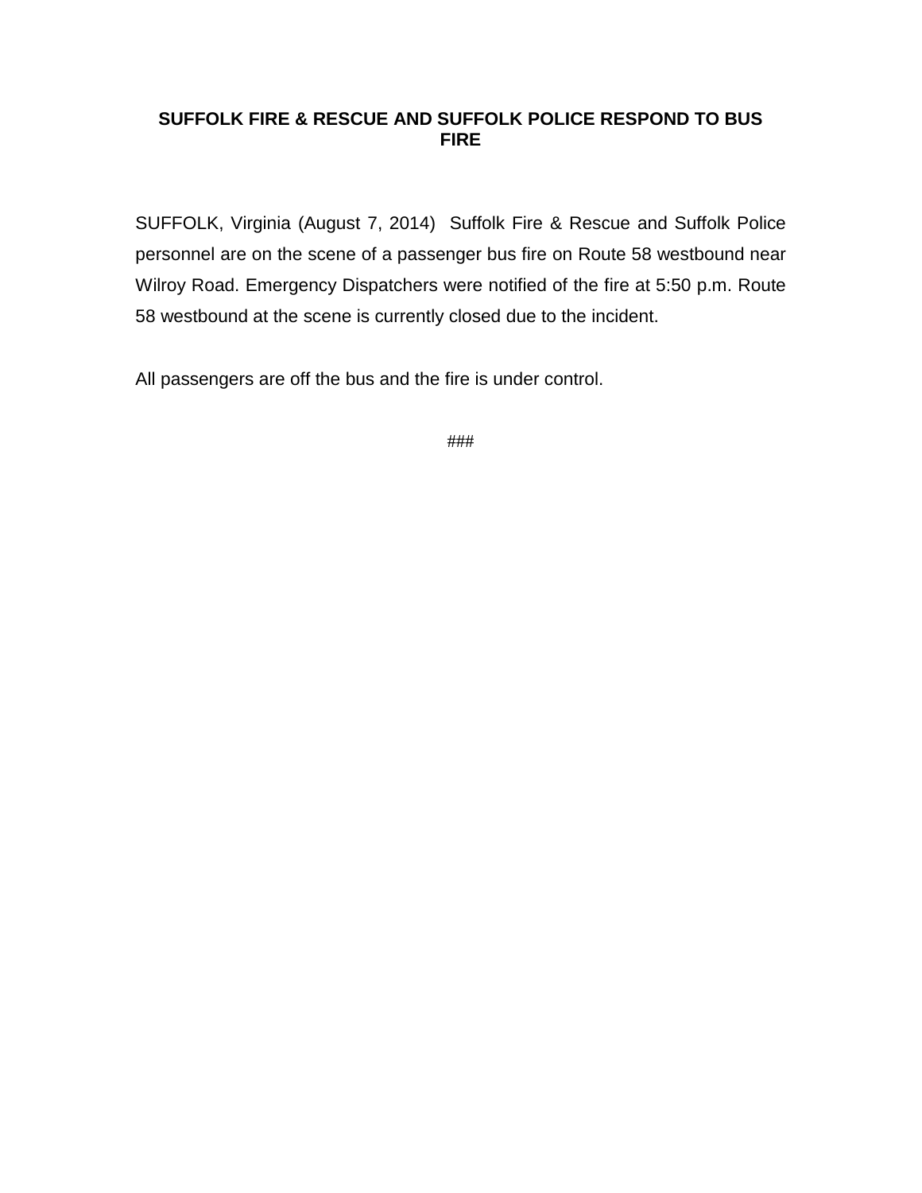**SUFFOLK FIRE & RESCUE AND SUFFOLK POLICE RESPOND TO BUS FIRE**

SUFFOLK, Virginia (August 7, 2014) Suffolk Fire & Rescue and Suffolk Police personnel are on the scene of a passenger bus fire on Route 58 westbound near Wilroy Road. Emergency Dispatchers were notified of the fire at 5:50 p.m. Route 58 westbound at the scene is currently closed due to the incident.

All passengers are off the bus and the fire is under control.

###